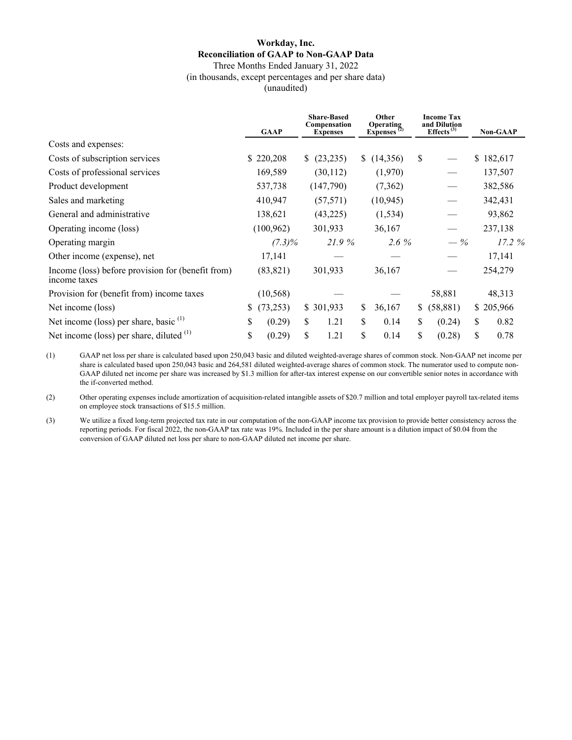**Workday, Inc.**
**Reconciliation of GAAP to Non-GAAP Data**
Three Months Ended January 31, 2022
(in thousands, except percentages and per share data)
(unaudited)

| | GAAP | Share-Based Compensation Expenses | Other Operating Expenses [2] | Income Tax and Dilution Effects [3] | Non-GAAP |
|---|---|---|---|---|---|
| Costs and expenses: | | | | | |
| Costs of subscription services | $ 220,208 | $ (23,235) | $ (14,356) | $ — | $ 182,617 |
| Costs of professional services | 169,589 | (30,112) | (1,970) | — | 137,507 |
| Product development | 537,738 | (147,790) | (7,362) | — | 382,586 |
| Sales and marketing | 410,947 | (57,571) | (10,945) | — | 342,431 |
| General and administrative | 138,621 | (43,225) | (1,534) | — | 93,862 |
| Operating income (loss) | (100,962) | 301,933 | 36,167 | — | 237,138 |
| Operating margin | *(7.3)%* | *21.9 %* | *2.6 %* | *— %* | *17.2 %* |
| Other income (expense), net | 17,141 | — | — | — | 17,141 |
| Income (loss) before provision for (benefit from) income taxes | (83,821) | 301,933 | 36,167 | — | 254,279 |
| Provision for (benefit from) income taxes | (10,568) | — | — | 58,881 | 48,313 |
| Net income (loss) | $ (73,253) | $ 301,933 | $ 36,167 | $ (58,881) | $ 205,966 |
| Net income (loss) per share, basic [1] | $ (0.29) | $ 1.21 | $ 0.14 | $ (0.24) | $ 0.82 |
| Net income (loss) per share, diluted [1] | $ (0.29) | $ 1.21 | $ 0.14 | $ (0.28) | $ 0.78 |

(1) GAAP net loss per share is calculated based upon 250,043 basic and diluted weighted-average shares of common stock. Non-GAAP net income per share is calculated based upon 250,043 basic and 264,581 diluted weighted-average shares of common stock. The numerator used to compute non-GAAP diluted net income per share was increased by $1.3 million for after-tax interest expense on our convertible senior notes in accordance with the if-converted method.

(2) Other operating expenses include amortization of acquisition-related intangible assets of $20.7 million and total employer payroll tax-related items on employee stock transactions of $15.5 million.

(3) We utilize a fixed long-term projected tax rate in our computation of the non-GAAP income tax provision to provide better consistency across the reporting periods. For fiscal 2022, the non-GAAP tax rate was 19%. Included in the per share amount is a dilution impact of $0.04 from the conversion of GAAP diluted net loss per share to non-GAAP diluted net income per share.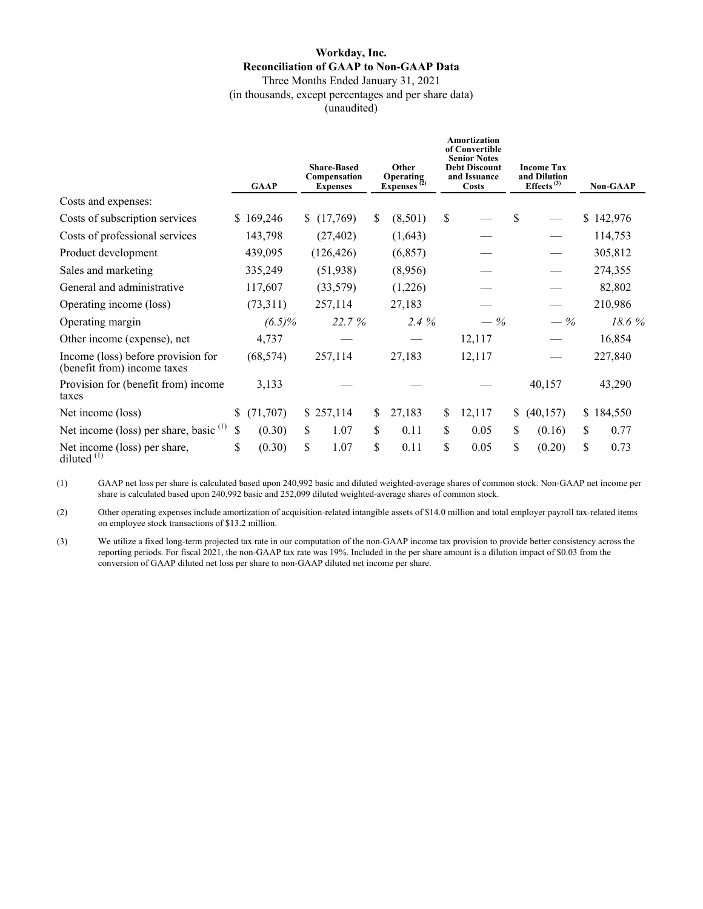**Workday, Inc.**
**Reconciliation of GAAP to Non-GAAP Data**
Three Months Ended January 31, 2021
(in thousands, except percentages and per share data)
(unaudited)

| | GAAP | Share-Based Compensation Expenses | Other Operating Expenses [2] | Amortization of Convertible Senior Notes Debt Discount and Issuance Costs | Income Tax and Dilution Effects [3] | Non-GAAP |
|---|---|---|---|---|---|---|
| Costs and expenses: | | | | | | |
| Costs of subscription services | $ 169,246 | $ (17,769) | $ (8,501) | $ — | $ — | $ 142,976 |
| Costs of professional services | 143,798 | (27,402) | (1,643) | — | — | 114,753 |
| Product development | 439,095 | (126,426) | (6,857) | — | — | 305,812 |
| Sales and marketing | 335,249 | (51,938) | (8,956) | — | — | 274,355 |
| General and administrative | 117,607 | (33,579) | (1,226) | — | — | 82,802 |
| Operating income (loss) | (73,311) | 257,114 | 27,183 | — | — | 210,986 |
| Operating margin | *(6.5)%* | *22.7 %* | *2.4 %* | *— %* | *— %* | *18.6 %* |
| Other income (expense), net | 4,737 | — | — | 12,117 | — | 16,854 |
| Income (loss) before provision for (benefit from) income taxes | (68,574) | 257,114 | 27,183 | 12,117 | — | 227,840 |
| Provision for (benefit from) income taxes | 3,133 | — | — | — | 40,157 | 43,290 |
| Net income (loss) | $ (71,707) | $ 257,114 | $ 27,183 | $ 12,117 | $ (40,157) | $ 184,550 |
| Net income (loss) per share, basic [1] | $ (0.30) | $ 1.07 | $ 0.11 | $ 0.05 | $ (0.16) | $ 0.77 |
| Net income (loss) per share, diluted [1] | $ (0.30) | $ 1.07 | $ 0.11 | $ 0.05 | $ (0.20) | $ 0.73 |

(1) GAAP net loss per share is calculated based upon 240,992 basic and diluted weighted-average shares of common stock. Non-GAAP net income per share is calculated based upon 240,992 basic and 252,099 diluted weighted-average shares of common stock.

(2) Other operating expenses include amortization of acquisition-related intangible assets of $14.0 million and total employer payroll tax-related items on employee stock transactions of $13.2 million.

(3) We utilize a fixed long-term projected tax rate in our computation of the non-GAAP income tax provision to provide better consistency across the reporting periods. For fiscal 2021, the non-GAAP tax rate was 19%. Included in the per share amount is a dilution impact of $0.03 from the conversion of GAAP diluted net loss per share to non-GAAP diluted net income per share.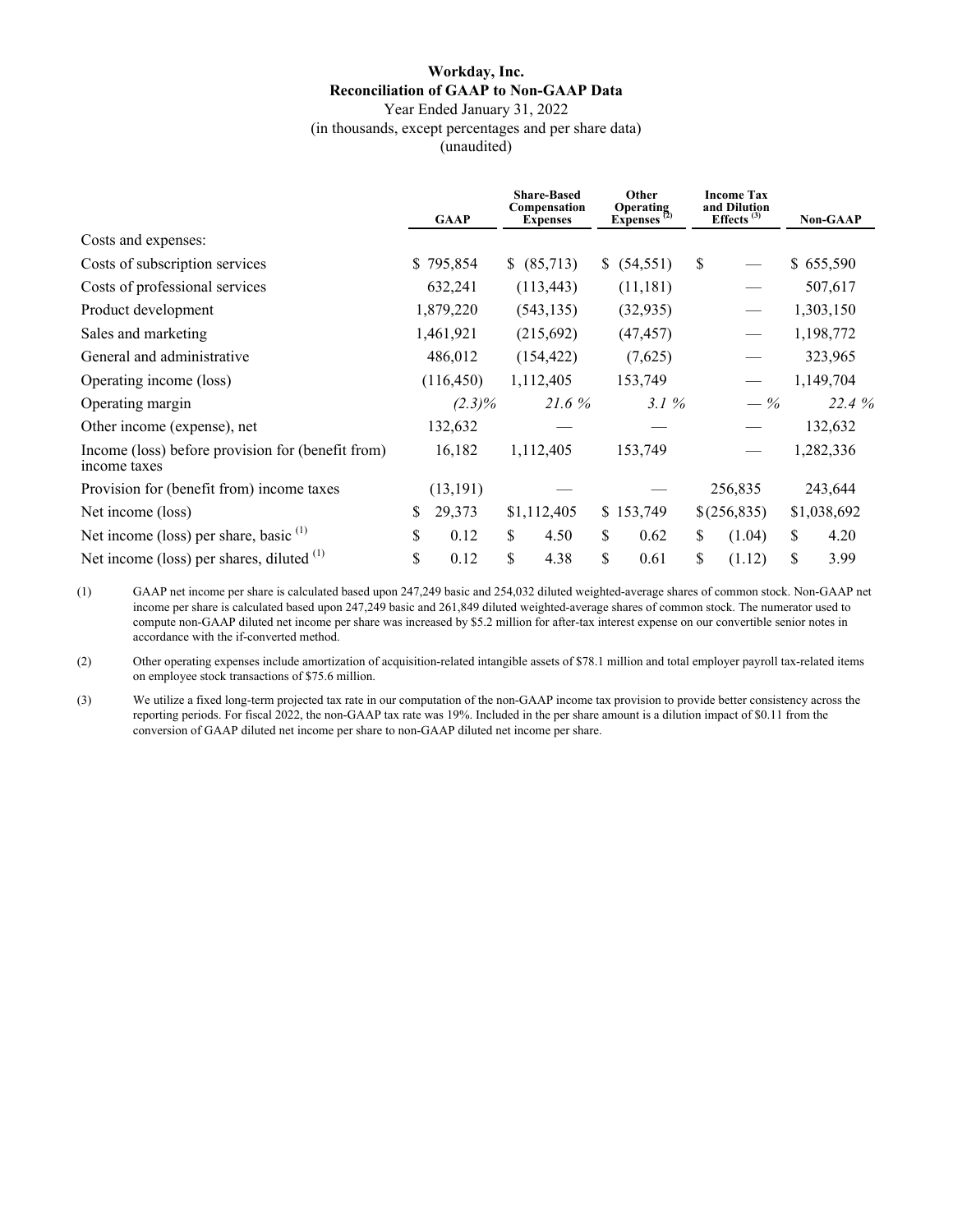**Workday, Inc.**
**Reconciliation of GAAP to Non-GAAP Data**
Year Ended January 31, 2022
(in thousands, except percentages and per share data)
(unaudited)

| | GAAP | Share-Based Compensation Expenses | Other Operating Expenses [2] | Income Tax and Dilution Effects [3] | Non-GAAP |
|---|---|---|---|---|---|
| Costs and expenses: | | | | | |
| Costs of subscription services | $ 795,854 | $ (85,713) | $ (54,551) | $ — | $ 655,590 |
| Costs of professional services | 632,241 | (113,443) | (11,181) | — | 507,617 |
| Product development | 1,879,220 | (543,135) | (32,935) | — | 1,303,150 |
| Sales and marketing | 1,461,921 | (215,692) | (47,457) | — | 1,198,772 |
| General and administrative | 486,012 | (154,422) | (7,625) | — | 323,965 |
| Operating income (loss) | (116,450) | 1,112,405 | 153,749 | — | 1,149,704 |
| Operating margin | *(2.3)%* | *21.6 %* | *3.1 %* | *— %* | *22.4 %* |
| Other income (expense), net | 132,632 | — | — | — | 132,632 |
| Income (loss) before provision for (benefit from) income taxes | 16,182 | 1,112,405 | 153,749 | — | 1,282,336 |
| Provision for (benefit from) income taxes | (13,191) | — | — | 256,835 | 243,644 |
| Net income (loss) | $ 29,373 | $1,112,405 | $ 153,749 | $ (256,835) | $1,038,692 |
| Net income (loss) per share, basic [1] | $ 0.12 | $ 4.50 | $ 0.62 | $ (1.04) | $ 4.20 |
| Net income (loss) per shares, diluted [1] | $ 0.12 | $ 4.38 | $ 0.61 | $ (1.12) | $ 3.99 |

(1) GAAP net income per share is calculated based upon 247,249 basic and 254,032 diluted weighted-average shares of common stock. Non-GAAP net income per share is calculated based upon 247,249 basic and 261,849 diluted weighted-average shares of common stock. The numerator used to compute non-GAAP diluted net income per share was increased by $5.2 million for after-tax interest expense on our convertible senior notes in accordance with the if-converted method.

(2) Other operating expenses include amortization of acquisition-related intangible assets of $78.1 million and total employer payroll tax-related items on employee stock transactions of $75.6 million.

(3) We utilize a fixed long-term projected tax rate in our computation of the non-GAAP income tax provision to provide better consistency across the reporting periods. For fiscal 2022, the non-GAAP tax rate was 19%. Included in the per share amount is a dilution impact of $0.11 from the conversion of GAAP diluted net income per share to non-GAAP diluted net income per share.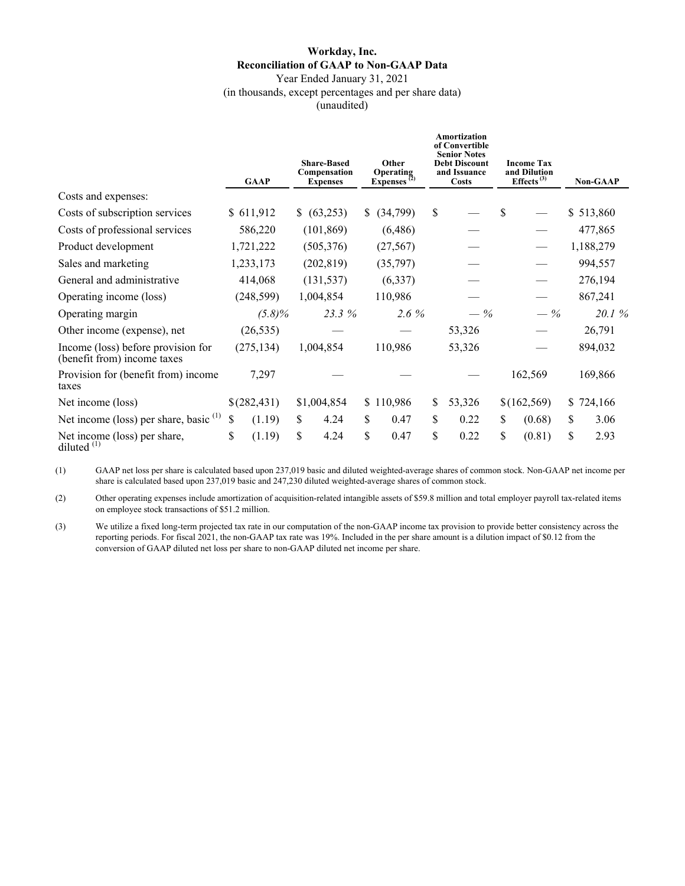**Workday, Inc.**
**Reconciliation of GAAP to Non-GAAP Data**
Year Ended January 31, 2021
(in thousands, except percentages and per share data)
(unaudited)

| | GAAP | Share-Based Compensation Expenses | Other Operating Expenses [2] | Amortization of Convertible Senior Notes Debt Discount and Issuance Costs | Income Tax and Dilution Effects [3] | Non-GAAP |
|---|---|---|---|---|---|---|
| Costs and expenses: | | | | | | |
| Costs of subscription services | $ 611,912 | $ (63,253) | $ (34,799) | $ — | $ — | $ 513,860 |
| Costs of professional services | 586,220 | (101,869) | (6,486) | — | — | 477,865 |
| Product development | 1,721,222 | (505,376) | (27,567) | — | — | 1,188,279 |
| Sales and marketing | 1,233,173 | (202,819) | (35,797) | — | — | 994,557 |
| General and administrative | 414,068 | (131,537) | (6,337) | — | — | 276,194 |
| Operating income (loss) | (248,599) | 1,004,854 | 110,986 | — | — | 867,241 |
| Operating margin | *(5.8)%* | *23.3 %* | *2.6 %* | *— %* | *— %* | *20.1 %* |
| Other income (expense), net | (26,535) | — | — | 53,326 | — | 26,791 |
| Income (loss) before provision for (benefit from) income taxes | (275,134) | 1,004,854 | 110,986 | 53,326 | — | 894,032 |
| Provision for (benefit from) income taxes | 7,297 | — | — | — | 162,569 | 169,866 |
| Net income (loss) | $ (282,431) | $ 1,004,854 | $ 110,986 | $ 53,326 | $ (162,569) | $ 724,166 |
| Net income (loss) per share, basic [1] | $ (1.19) | $ 4.24 | $ 0.47 | $ 0.22 | $ (0.68) | $ 3.06 |
| Net income (loss) per share, diluted [1] | $ (1.19) | $ 4.24 | $ 0.47 | $ 0.22 | $ (0.81) | $ 2.93 |

(1) GAAP net loss per share is calculated based upon 237,019 basic and diluted weighted-average shares of common stock. Non-GAAP net income per share is calculated based upon 237,019 basic and 247,230 diluted weighted-average shares of common stock.

(2) Other operating expenses include amortization of acquisition-related intangible assets of $59.8 million and total employer payroll tax-related items on employee stock transactions of $51.2 million.

(3) We utilize a fixed long-term projected tax rate in our computation of the non-GAAP income tax provision to provide better consistency across the reporting periods. For fiscal 2021, the non-GAAP tax rate was 19%. Included in the per share amount is a dilution impact of $0.12 from the conversion of GAAP diluted net loss per share to non-GAAP diluted net income per share.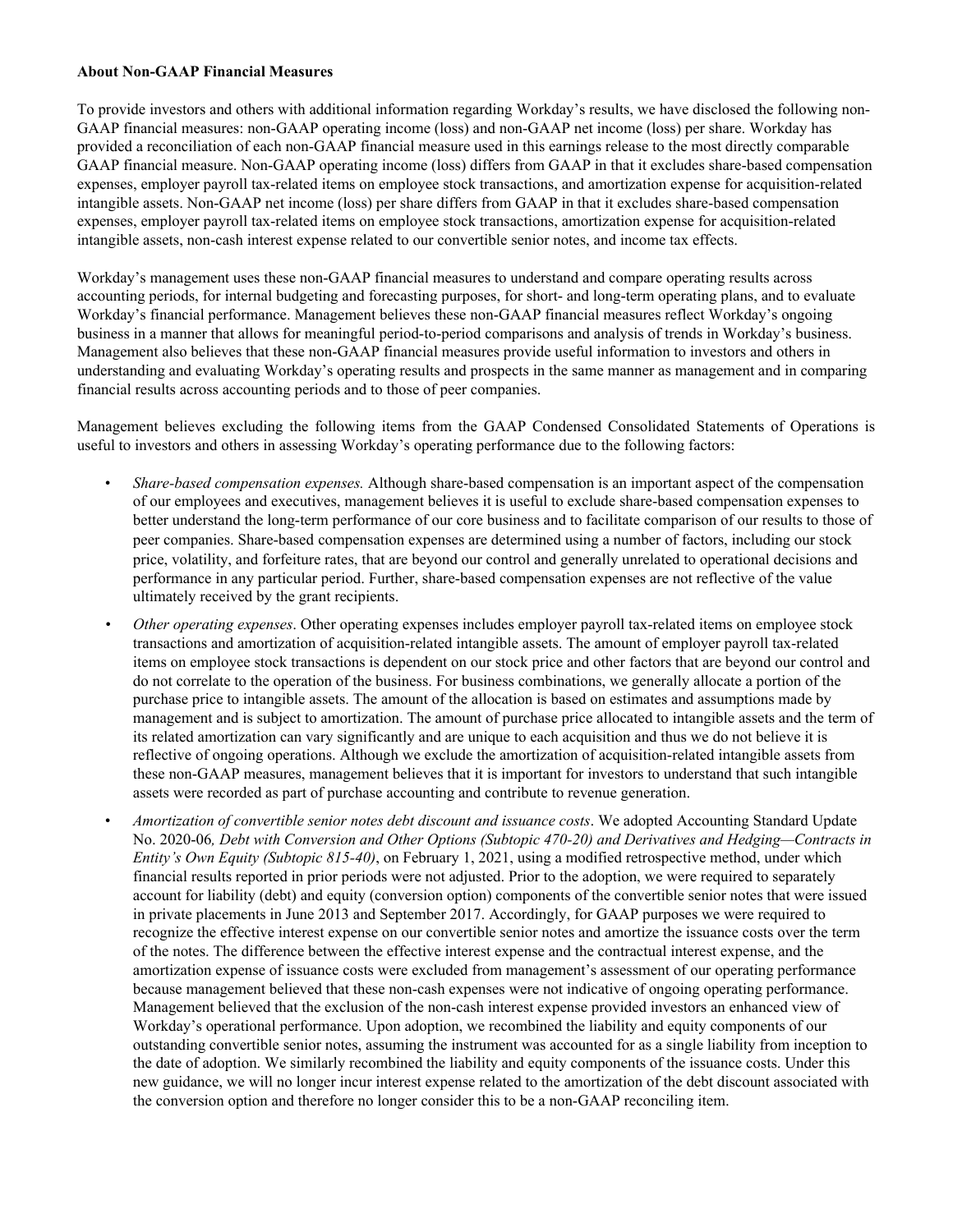**About Non-GAAP Financial Measures**

To provide investors and others with additional information regarding Workday's results, we have disclosed the following non-GAAP financial measures: non-GAAP operating income (loss) and non-GAAP net income (loss) per share. Workday has provided a reconciliation of each non-GAAP financial measure used in this earnings release to the most directly comparable GAAP financial measure. Non-GAAP operating income (loss) differs from GAAP in that it excludes share-based compensation expenses, employer payroll tax-related items on employee stock transactions, and amortization expense for acquisition-related intangible assets. Non-GAAP net income (loss) per share differs from GAAP in that it excludes share-based compensation expenses, employer payroll tax-related items on employee stock transactions, amortization expense for acquisition-related intangible assets, non-cash interest expense related to our convertible senior notes, and income tax effects.

Workday's management uses these non-GAAP financial measures to understand and compare operating results across accounting periods, for internal budgeting and forecasting purposes, for short- and long-term operating plans, and to evaluate Workday's financial performance. Management believes these non-GAAP financial measures reflect Workday's ongoing business in a manner that allows for meaningful period-to-period comparisons and analysis of trends in Workday's business. Management also believes that these non-GAAP financial measures provide useful information to investors and others in understanding and evaluating Workday's operating results and prospects in the same manner as management and in comparing financial results across accounting periods and to those of peer companies.

Management believes excluding the following items from the GAAP Condensed Consolidated Statements of Operations is useful to investors and others in assessing Workday's operating performance due to the following factors:

- *Share-based compensation expenses.* Although share-based compensation is an important aspect of the compensation of our employees and executives, management believes it is useful to exclude share-based compensation expenses to better understand the long-term performance of our core business and to facilitate comparison of our results to those of peer companies. Share-based compensation expenses are determined using a number of factors, including our stock price, volatility, and forfeiture rates, that are beyond our control and generally unrelated to operational decisions and performance in any particular period. Further, share-based compensation expenses are not reflective of the value ultimately received by the grant recipients.
- *Other operating expenses*. Other operating expenses includes employer payroll tax-related items on employee stock transactions and amortization of acquisition-related intangible assets. The amount of employer payroll tax-related items on employee stock transactions is dependent on our stock price and other factors that are beyond our control and do not correlate to the operation of the business. For business combinations, we generally allocate a portion of the purchase price to intangible assets. The amount of the allocation is based on estimates and assumptions made by management and is subject to amortization. The amount of purchase price allocated to intangible assets and the term of its related amortization can vary significantly and are unique to each acquisition and thus we do not believe it is reflective of ongoing operations. Although we exclude the amortization of acquisition-related intangible assets from these non-GAAP measures, management believes that it is important for investors to understand that such intangible assets were recorded as part of purchase accounting and contribute to revenue generation.
- *Amortization of convertible senior notes debt discount and issuance costs*. We adopted Accounting Standard Update No. 2020-06*, Debt with Conversion and Other Options (Subtopic 470-20) and Derivatives and Hedging—Contracts in Entity's Own Equity (Subtopic 815-40)*, on February 1, 2021, using a modified retrospective method, under which financial results reported in prior periods were not adjusted. Prior to the adoption, we were required to separately account for liability (debt) and equity (conversion option) components of the convertible senior notes that were issued in private placements in June 2013 and September 2017. Accordingly, for GAAP purposes we were required to recognize the effective interest expense on our convertible senior notes and amortize the issuance costs over the term of the notes. The difference between the effective interest expense and the contractual interest expense, and the amortization expense of issuance costs were excluded from management's assessment of our operating performance because management believed that these non-cash expenses were not indicative of ongoing operating performance. Management believed that the exclusion of the non-cash interest expense provided investors an enhanced view of Workday's operational performance. Upon adoption, we recombined the liability and equity components of our outstanding convertible senior notes, assuming the instrument was accounted for as a single liability from inception to the date of adoption. We similarly recombined the liability and equity components of the issuance costs. Under this new guidance, we will no longer incur interest expense related to the amortization of the debt discount associated with the conversion option and therefore no longer consider this to be a non-GAAP reconciling item.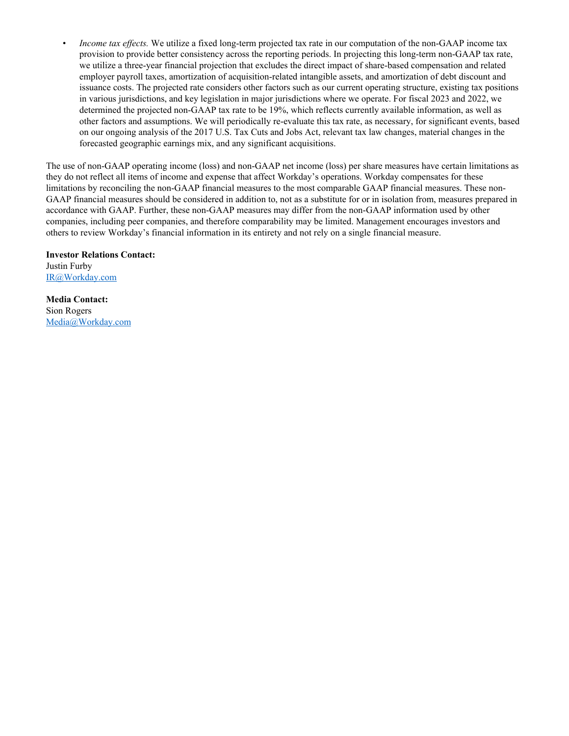- *Income tax effects.* We utilize a fixed long-term projected tax rate in our computation of the non-GAAP income tax provision to provide better consistency across the reporting periods. In projecting this long-term non-GAAP tax rate, we utilize a three-year financial projection that excludes the direct impact of share-based compensation and related employer payroll taxes, amortization of acquisition-related intangible assets, and amortization of debt discount and issuance costs. The projected rate considers other factors such as our current operating structure, existing tax positions in various jurisdictions, and key legislation in major jurisdictions where we operate. For fiscal 2023 and 2022, we determined the projected non-GAAP tax rate to be 19%, which reflects currently available information, as well as other factors and assumptions. We will periodically re-evaluate this tax rate, as necessary, for significant events, based on our ongoing analysis of the 2017 U.S. Tax Cuts and Jobs Act, relevant tax law changes, material changes in the forecasted geographic earnings mix, and any significant acquisitions.

The use of non-GAAP operating income (loss) and non-GAAP net income (loss) per share measures have certain limitations as they do not reflect all items of income and expense that affect Workday's operations. Workday compensates for these limitations by reconciling the non-GAAP financial measures to the most comparable GAAP financial measures. These non-GAAP financial measures should be considered in addition to, not as a substitute for or in isolation from, measures prepared in accordance with GAAP. Further, these non-GAAP measures may differ from the non-GAAP information used by other companies, including peer companies, and therefore comparability may be limited. Management encourages investors and others to review Workday's financial information in its entirety and not rely on a single financial measure.

**Investor Relations Contact:**
Justin Furby
IR@Workday.com

**Media Contact:**
Sion Rogers
Media@Workday.com